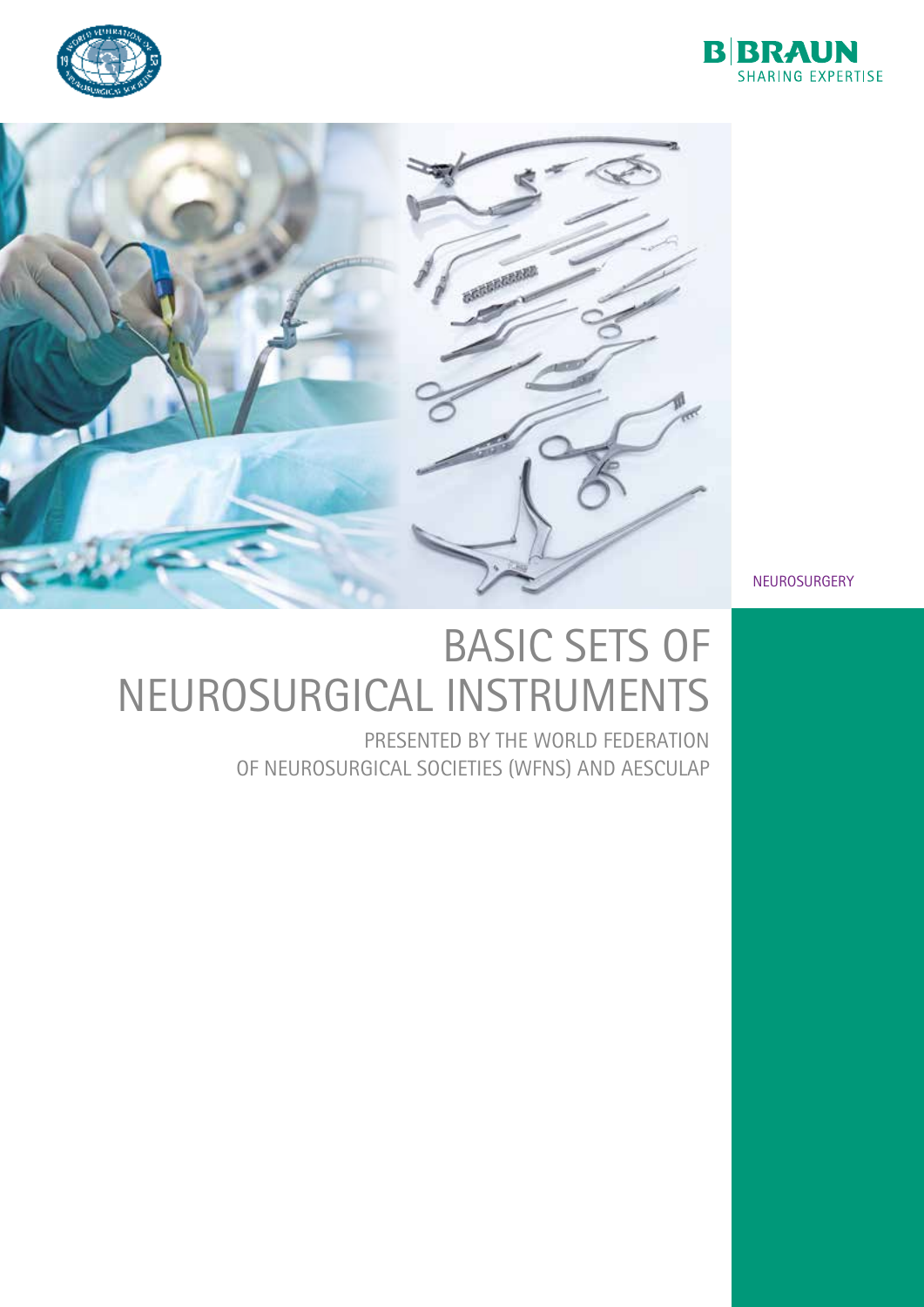B|BRAUN
SHARING EXPERTISE

NEUROSURGERY

# BASIC SETS OF NEUROSURGICAL INSTRUMENTS

PRESENTED BY THE WORLD FEDERATION OF NEUROSURGICAL SOCIETIES (WFNS) AND AESCULAP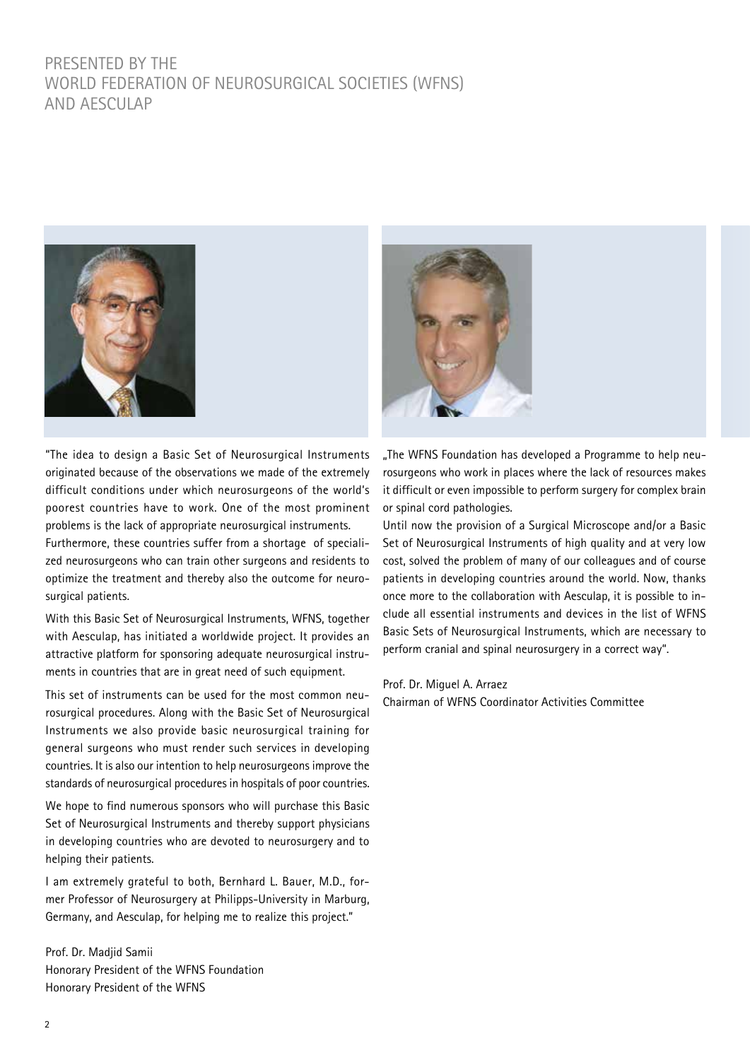# PRESENTED BY THE WORLD FEDERATION OF NEUROSURGICAL SOCIETIES (WFNS) AND AESCULAP

"The idea to design a Basic Set of Neurosurgical Instruments originated because of the observations we made of the extremely difficult conditions under which neurosurgeons of the world's poorest countries have to work. One of the most prominent problems is the lack of appropriate neurosurgical instruments.
Furthermore, these countries suffer from a shortage of specialized neurosurgeons who can train other surgeons and residents to optimize the treatment and thereby also the outcome for neurosurgical patients.

With this Basic Set of Neurosurgical Instruments, WFNS, together with Aesculap, has initiated a worldwide project. It provides an attractive platform for sponsoring adequate neurosurgical instruments in countries that are in great need of such equipment.

This set of instruments can be used for the most common neurosurgical procedures. Along with the Basic Set of Neurosurgical Instruments we also provide basic neurosurgical training for general surgeons who must render such services in developing countries. It is also our intention to help neurosurgeons improve the standards of neurosurgical procedures in hospitals of poor countries.

We hope to find numerous sponsors who will purchase this Basic Set of Neurosurgical Instruments and thereby support physicians in developing countries who are devoted to neurosurgery and to helping their patients.

I am extremely grateful to both, Bernhard L. Bauer, M.D., former Professor of Neurosurgery at Philipps-University in Marburg, Germany, and Aesculap, for helping me to realize this project."

Prof. Dr. Madjid Samii
Honorary President of the WFNS Foundation
Honorary President of the WFNS

„The WFNS Foundation has developed a Programme to help neurosurgeons who work in places where the lack of resources makes it difficult or even impossible to perform surgery for complex brain or spinal cord pathologies.
Until now the provision of a Surgical Microscope and/or a Basic Set of Neurosurgical Instruments of high quality and at very low cost, solved the problem of many of our colleagues and of course patients in developing countries around the world. Now, thanks once more to the collaboration with Aesculap, it is possible to include all essential instruments and devices in the list of WFNS Basic Sets of Neurosurgical Instruments, which are necessary to perform cranial and spinal neurosurgery in a correct way".

Prof. Dr. Miguel A. Arraez
Chairman of WFNS Coordinator Activities Committee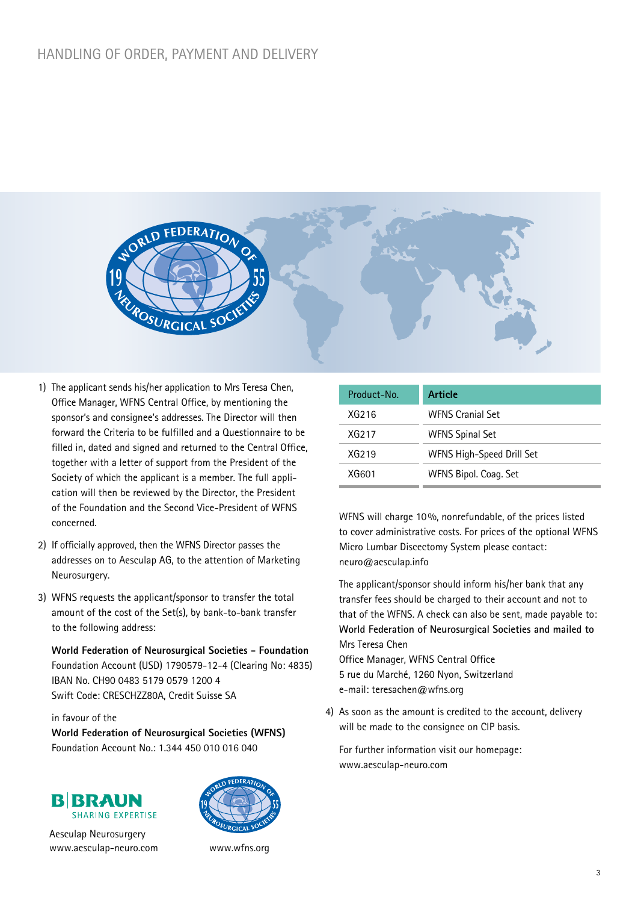# HANDLING OF ORDER, PAYMENT AND DELIVERY

1) The applicant sends his/her application to Mrs Teresa Chen, Office Manager, WFNS Central Office, by mentioning the sponsor's and consignee's addresses. The Director will then forward the Criteria to be fulfilled and a Questionnaire to be filled in, dated and signed and returned to the Central Office, together with a letter of support from the President of the Society of which the applicant is a member. The full application will then be reviewed by the Director, the President of the Foundation and the Second Vice-President of WFNS concerned.

2) If officially approved, then the WFNS Director passes the addresses on to Aesculap AG, to the attention of Marketing Neurosurgery.

3) WFNS requests the applicant/sponsor to transfer the total amount of the cost of the Set(s), by bank-to-bank transfer to the following address:

   **World Federation of Neurosurgical Societies – Foundation**
   Foundation Account (USD) 1790579-12-4 (Clearing No: 4835)
   IBAN No. CH90 0483 5179 0579 1200 4
   Swift Code: CRESCHZZ80A, Credit Suisse SA

   in favour of the
   **World Federation of Neurosurgical Societies (WFNS)**
   Foundation Account No.: 1.344 450 010 016 040

| Product-No. | Article |
|---|---|
| XG216 | WFNS Cranial Set |
| XG217 | WFNS Spinal Set |
| XG219 | WFNS High-Speed Drill Set |
| XG601 | WFNS Bipol. Coag. Set |

WFNS will charge 10%, nonrefundable, of the prices listed to cover administrative costs. For prices of the optional WFNS Micro Lumbar Discectomy System please contact: neuro@aesculap.info

The applicant/sponsor should inform his/her bank that any transfer fees should be charged to their account and not to that of the WFNS. A check can also be sent, made payable to: **World Federation of Neurosurgical Societies and mailed to**
Mrs Teresa Chen
Office Manager, WFNS Central Office
5 rue du Marché, 1260 Nyon, Switzerland
e-mail: teresachen@wfns.org

4) As soon as the amount is credited to the account, delivery will be made to the consignee on CIP basis.

   For further information visit our homepage:
   www.aesculap-neuro.com

B|BRAUN SHARING EXPERTISE

Aesculap Neurosurgery
www.aesculap-neuro.com

www.wfns.org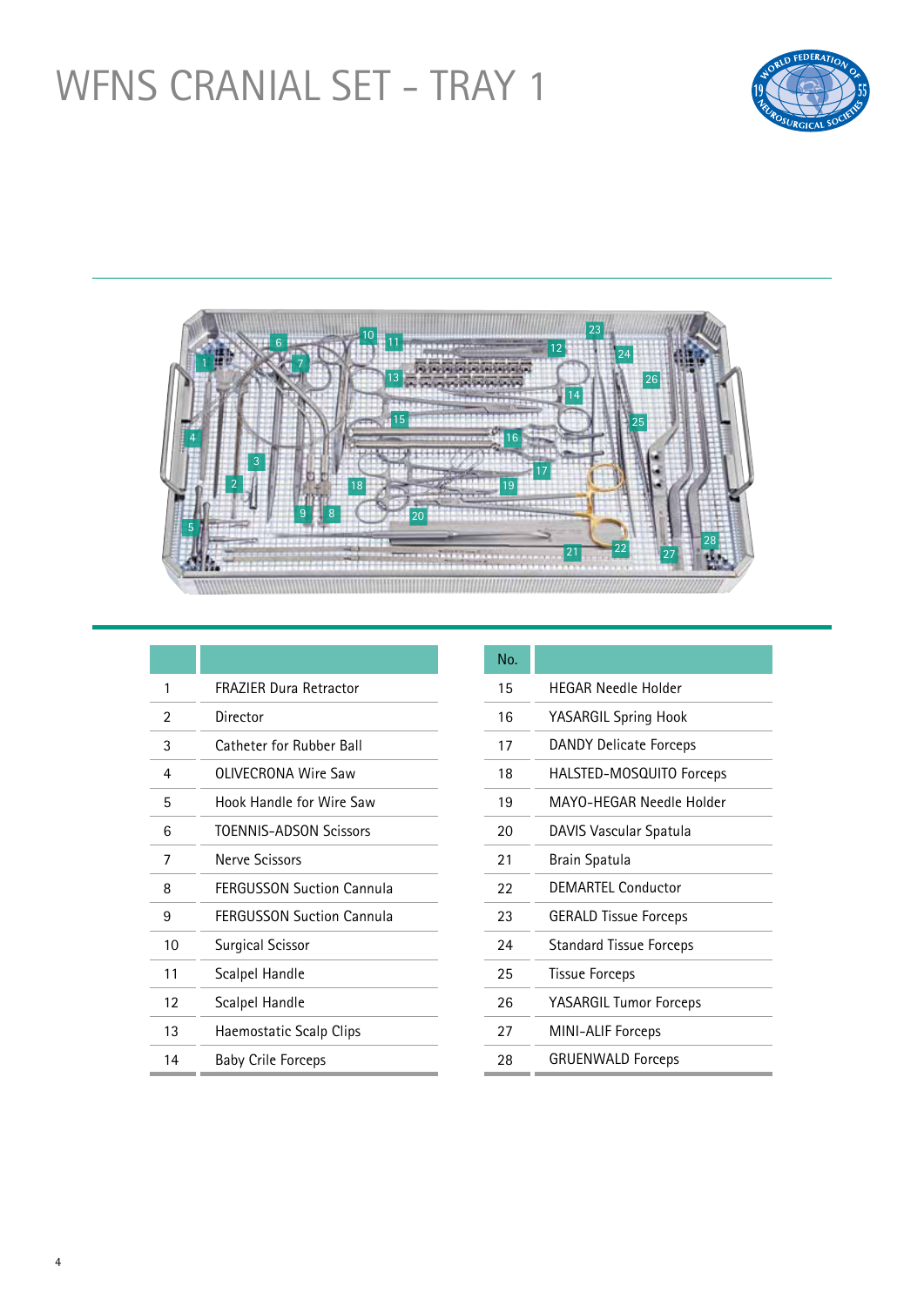# WFNS CRANIAL SET - TRAY 1

| | |
|---|---|
| 1 | FRAZIER Dura Retractor |
| 2 | Director |
| 3 | Catheter for Rubber Ball |
| 4 | OLIVECRONA Wire Saw |
| 5 | Hook Handle for Wire Saw |
| 6 | TOENNIS-ADSON Scissors |
| 7 | Nerve Scissors |
| 8 | FERGUSSON Suction Cannula |
| 9 | FERGUSSON Suction Cannula |
| 10 | Surgical Scissor |
| 11 | Scalpel Handle |
| 12 | Scalpel Handle |
| 13 | Haemostatic Scalp Clips |
| 14 | Baby Crile Forceps |

| No. | |
|---|---|
| 15 | HEGAR Needle Holder |
| 16 | YASARGIL Spring Hook |
| 17 | DANDY Delicate Forceps |
| 18 | HALSTED-MOSQUITO Forceps |
| 19 | MAYO-HEGAR Needle Holder |
| 20 | DAVIS Vascular Spatula |
| 21 | Brain Spatula |
| 22 | DEMARTEL Conductor |
| 23 | GERALD Tissue Forceps |
| 24 | Standard Tissue Forceps |
| 25 | Tissue Forceps |
| 26 | YASARGIL Tumor Forceps |
| 27 | MINI-ALIF Forceps |
| 28 | GRUENWALD Forceps |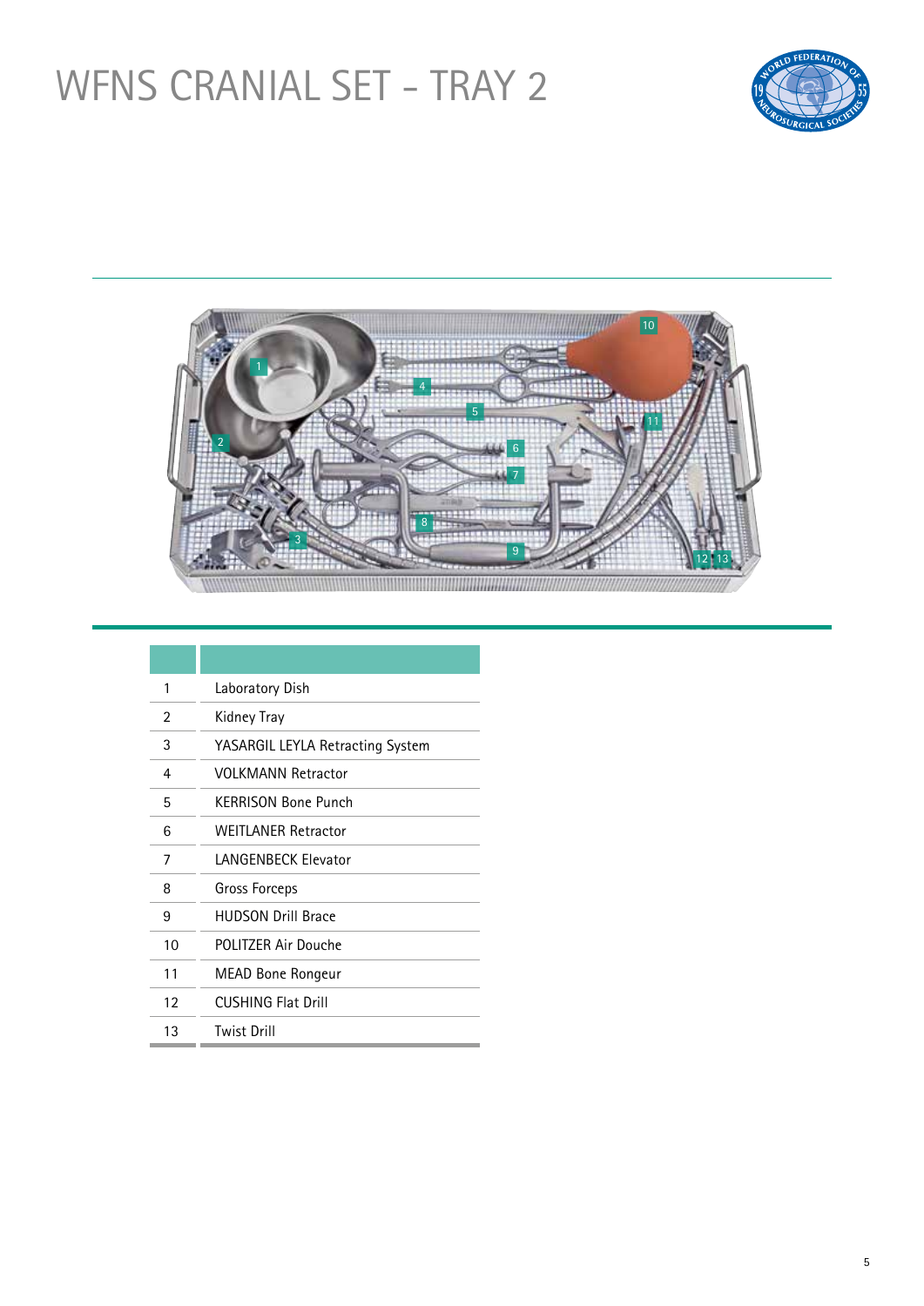# WFNS CRANIAL SET - TRAY 2

| | |
|---|---|
| 1 | Laboratory Dish |
| 2 | Kidney Tray |
| 3 | YASARGIL LEYLA Retracting System |
| 4 | VOLKMANN Retractor |
| 5 | KERRISON Bone Punch |
| 6 | WEITLANER Retractor |
| 7 | LANGENBECK Elevator |
| 8 | Gross Forceps |
| 9 | HUDSON Drill Brace |
| 10 | POLITZER Air Douche |
| 11 | MEAD Bone Rongeur |
| 12 | CUSHING Flat Drill |
| 13 | Twist Drill |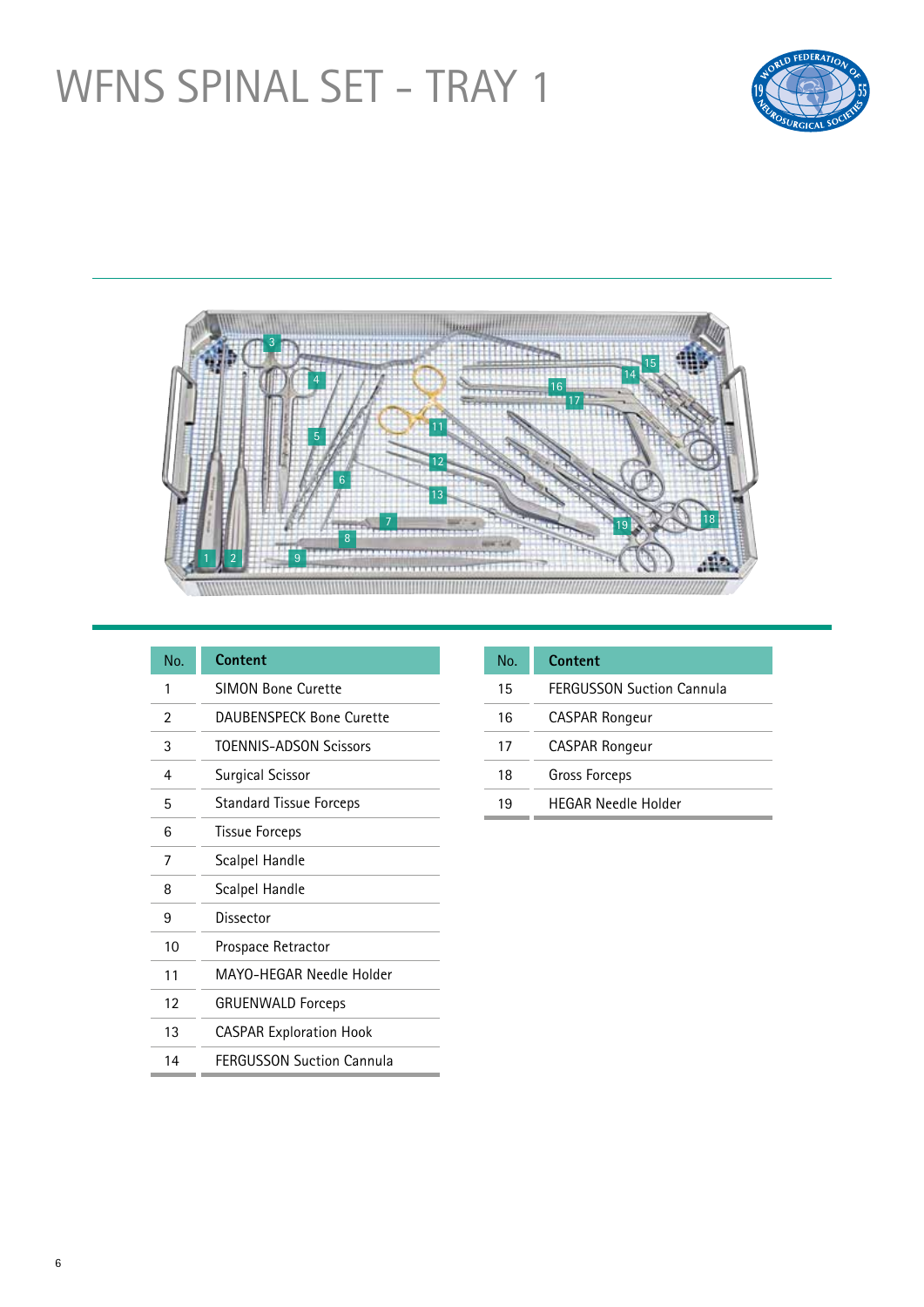# WFNS SPINAL SET - TRAY 1

| No. | Content |
|---|---|
| 1 | SIMON Bone Curette |
| 2 | DAUBENSPECK Bone Curette |
| 3 | TOENNIS-ADSON Scissors |
| 4 | Surgical Scissor |
| 5 | Standard Tissue Forceps |
| 6 | Tissue Forceps |
| 7 | Scalpel Handle |
| 8 | Scalpel Handle |
| 9 | Dissector |
| 10 | Prospace Retractor |
| 11 | MAYO-HEGAR Needle Holder |
| 12 | GRUENWALD Forceps |
| 13 | CASPAR Exploration Hook |
| 14 | FERGUSSON Suction Cannula |

| No. | Content |
|---|---|
| 15 | FERGUSSON Suction Cannula |
| 16 | CASPAR Rongeur |
| 17 | CASPAR Rongeur |
| 18 | Gross Forceps |
| 19 | HEGAR Needle Holder |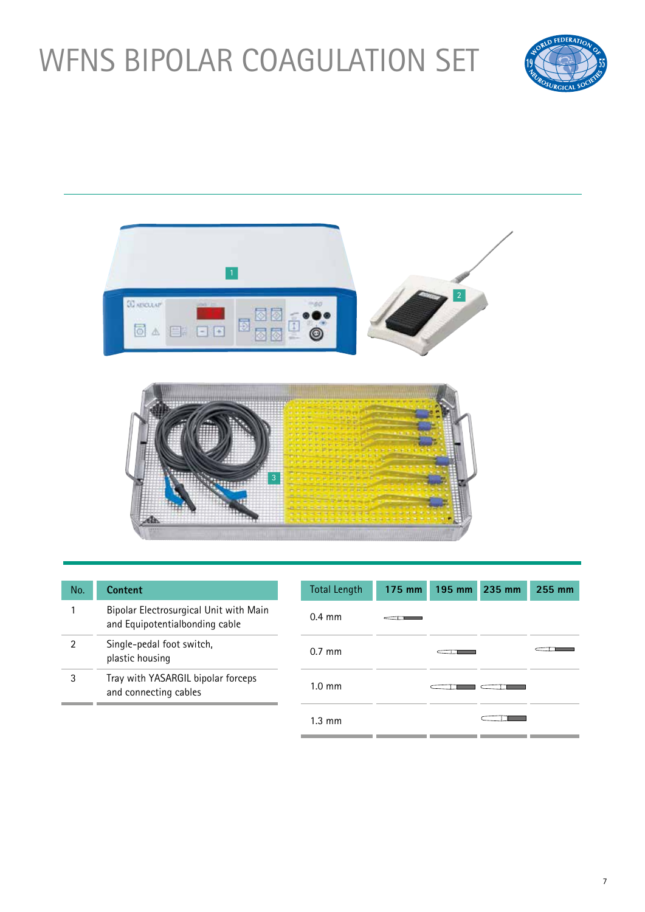# WFNS BIPOLAR COAGULATION SET

| No. | Content |
|---|---|
| 1 | Bipolar Electrosurgical Unit with Main and Equipotentialbonding cable |
| 2 | Single-pedal foot switch, plastic housing |
| 3 | Tray with YASARGIL bipolar forceps and connecting cables |

| Total Length | 175 mm | 195 mm | 235 mm | 255 mm |
|---|---|---|---|---|
| 0.4 mm | ● | | | |
| 0.7 mm | | ● | | ● |
| 1.0 mm | | ● | ● | |
| 1.3 mm | | | ● | |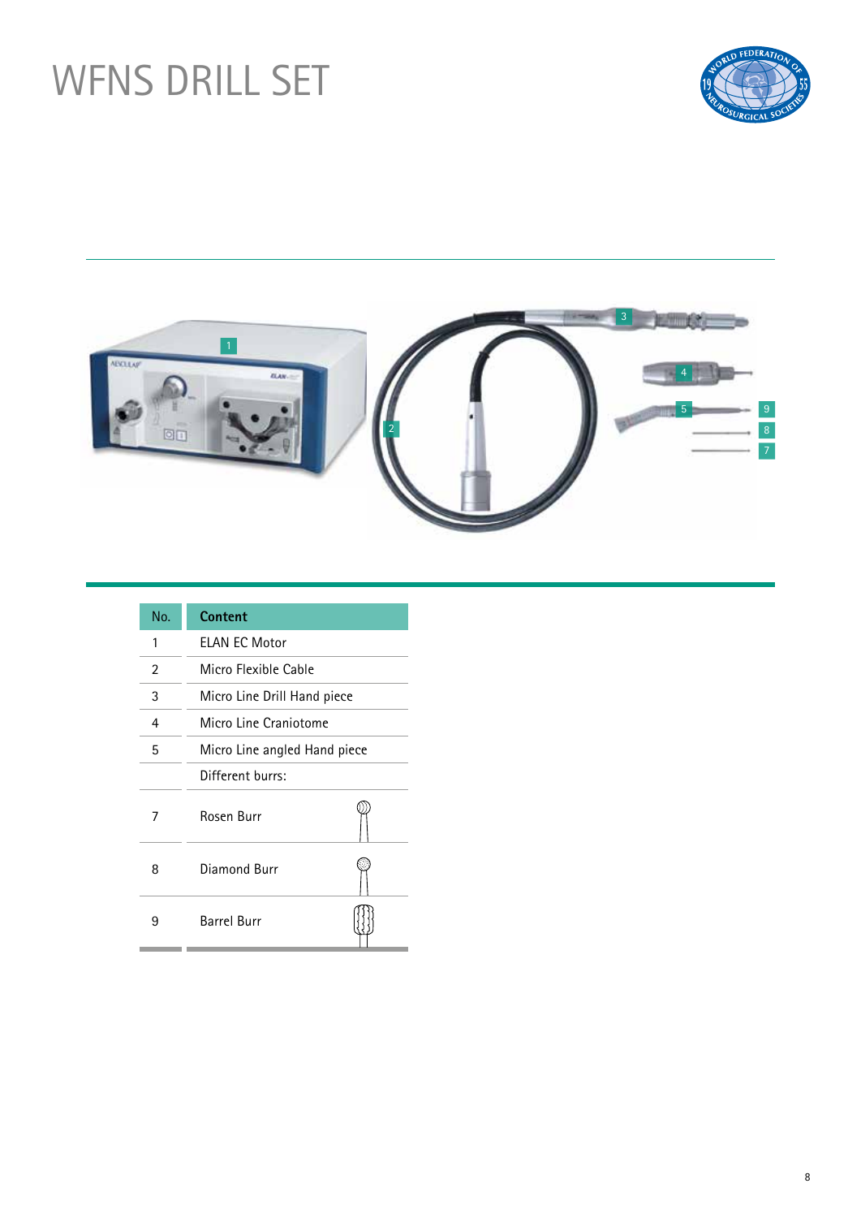# WFNS DRILL SET

| No. | Content |
|---|---|
| 1 | ELAN EC Motor |
| 2 | Micro Flexible Cable |
| 3 | Micro Line Drill Hand piece |
| 4 | Micro Line Craniotome |
| 5 | Micro Line angled Hand piece |
| | Different burrs: |
| 7 | Rosen Burr |
| 8 | Diamond Burr |
| 9 | Barrel Burr |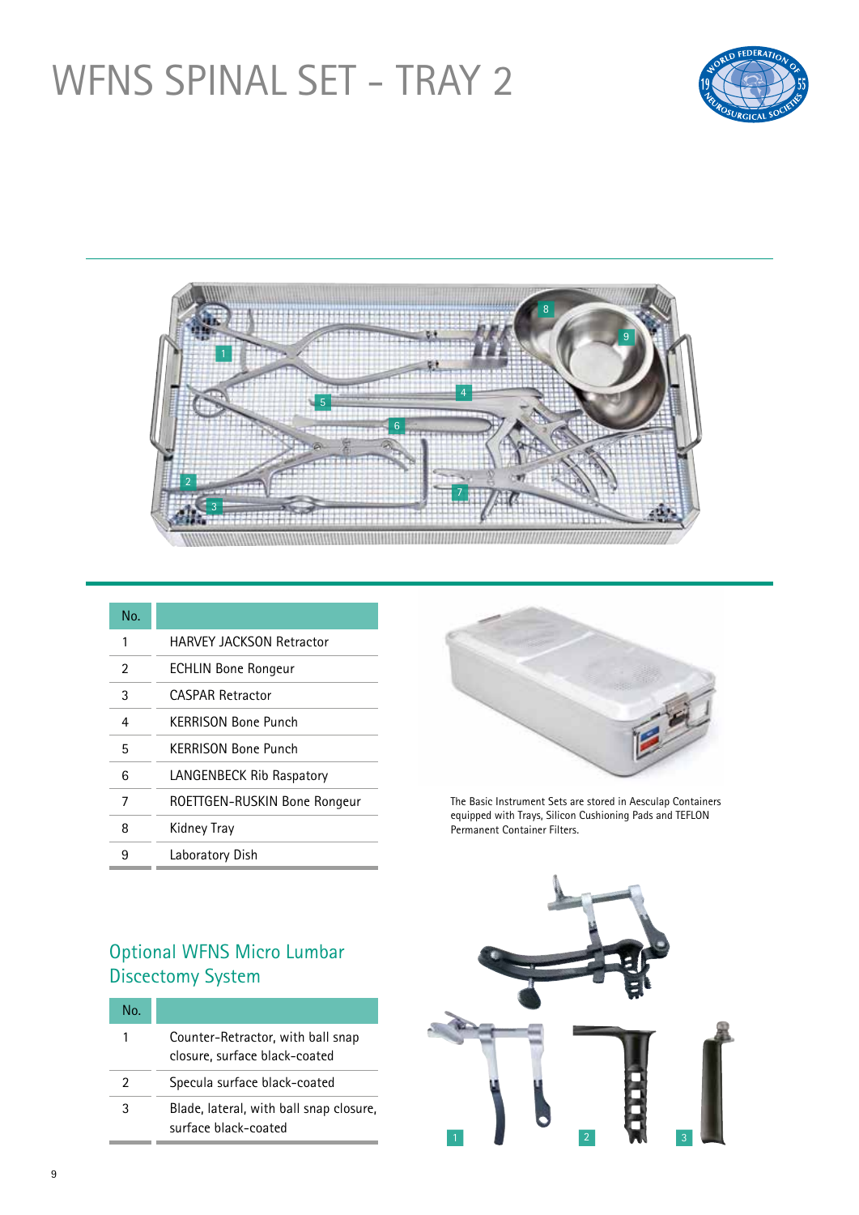# WFNS SPINAL SET - TRAY 2

| No. | |
|---|---|
| 1 | HARVEY JACKSON Retractor |
| 2 | ECHLIN Bone Rongeur |
| 3 | CASPAR Retractor |
| 4 | KERRISON Bone Punch |
| 5 | KERRISON Bone Punch |
| 6 | LANGENBECK Rib Raspatory |
| 7 | ROETTGEN-RUSKIN Bone Rongeur |
| 8 | Kidney Tray |
| 9 | Laboratory Dish |

The Basic Instrument Sets are stored in Aesculap Containers equipped with Trays, Silicon Cushioning Pads and TEFLON Permanent Container Filters.

## Optional WFNS Micro Lumbar Discectomy System

| No. | |
|---|---|
| 1 | Counter-Retractor, with ball snap closure, surface black-coated |
| 2 | Specula surface black-coated |
| 3 | Blade, lateral, with ball snap closure, surface black-coated |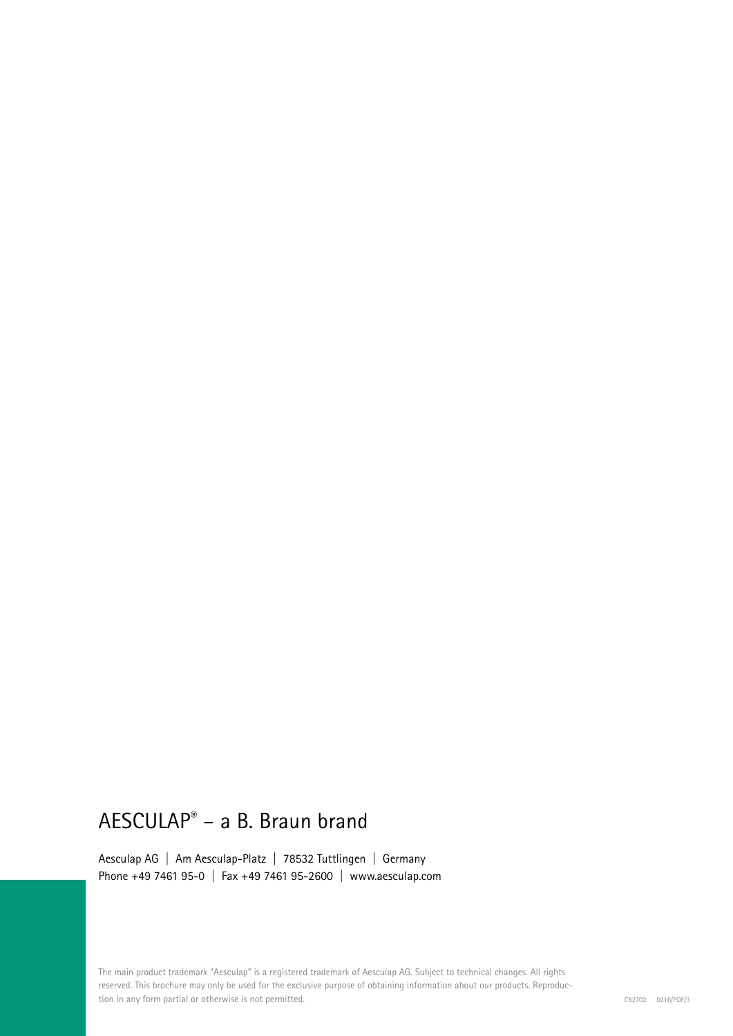# AESCULAP® – a B. Braun brand

Aesculap AG | Am Aesculap-Platz | 78532 Tuttlingen | Germany
Phone +49 7461 95-0 | Fax +49 7461 95-2600 | www.aesculap.com

The main product trademark "Aesculap" is a registered trademark of Aesculap AG. Subject to technical changes. All rights reserved. This brochure may only be used for the exclusive purpose of obtaining information about our products. Reproduction in any form partial or otherwise is not permitted.

C62702 0216/PDF/3